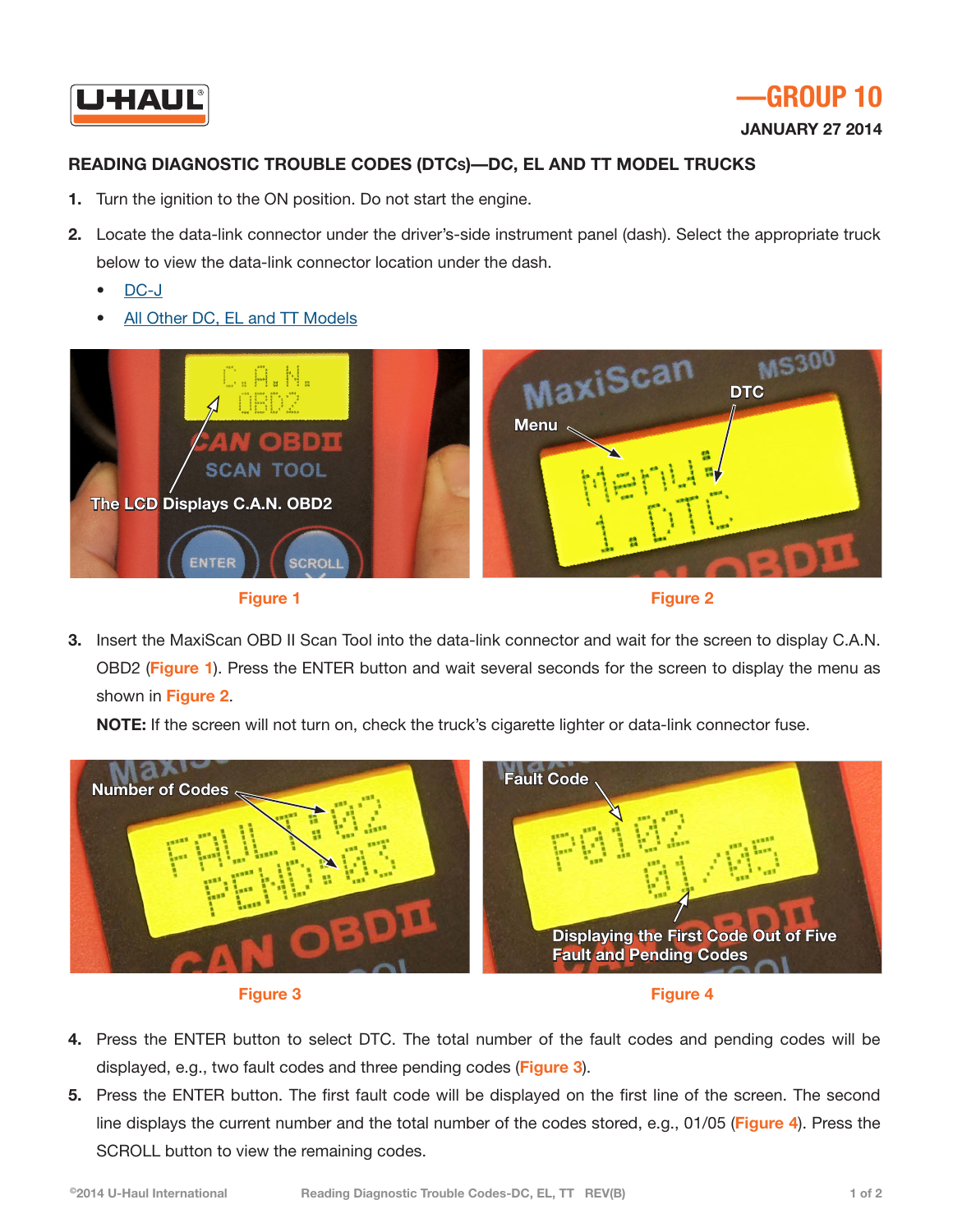**—GROUP 10**

**JANUARY 27 2014**

## READING DIAGNOSTIC TROUBLE CODES (DTCs)—DC, EL AND TT MODEL TRUCKS

1. Turn the ignition to the ON position. Do not start the engine.
2. Locate the data-link connector under the driver's-side instrument panel (dash). Select the appropriate truck below to view the data-link connector location under the dash.
   - DC-J
   - All Other DC, EL and TT Models

Figure 1

Figure 2

3. Insert the MaxiScan OBD II Scan Tool into the data-link connector and wait for the screen to display C.A.N. OBD2 (**Figure 1**). Press the ENTER button and wait several seconds for the screen to display the menu as shown in **Figure 2**.

   **NOTE:** If the screen will not turn on, check the truck's cigarette lighter or data-link connector fuse.

Figure 3

Figure 4

4. Press the ENTER button to select DTC. The total number of the fault codes and pending codes will be displayed, e.g., two fault codes and three pending codes (**Figure 3**).
5. Press the ENTER button. The first fault code will be displayed on the first line of the screen. The second line displays the current number and the total number of the codes stored, e.g., 01/05 (**Figure 4**). Press the SCROLL button to view the remaining codes.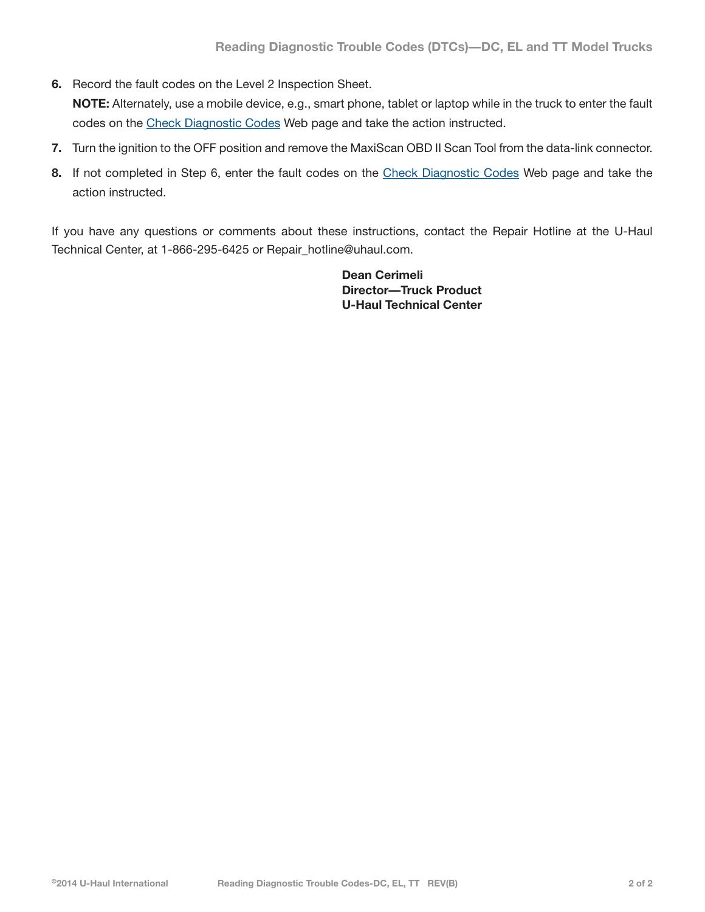6. Record the fault codes on the Level 2 Inspection Sheet.

   **NOTE:** Alternately, use a mobile device, e.g., smart phone, tablet or laptop while in the truck to enter the fault codes on the Check Diagnostic Codes Web page and take the action instructed.

7. Turn the ignition to the OFF position and remove the MaxiScan OBD II Scan Tool from the data-link connector.

8. If not completed in Step 6, enter the fault codes on the Check Diagnostic Codes Web page and take the action instructed.

If you have any questions or comments about these instructions, contact the Repair Hotline at the U-Haul Technical Center, at 1-866-295-6425 or Repair_hotline@uhaul.com.

**Dean Cerimeli**
**Director—Truck Product**
**U-Haul Technical Center**